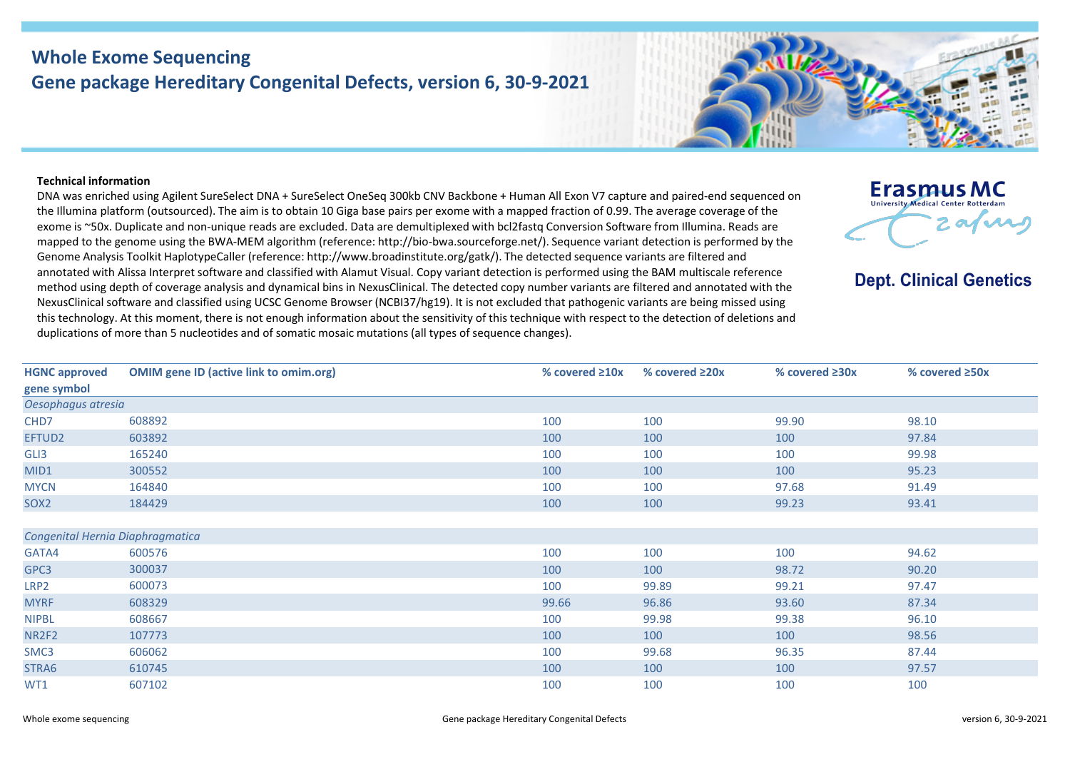# Whole Exome Sequencing
## Gene package Hereditary Congenital Defects, version 6, 30-9-2021

Erasmus MC
University Medical Center Rotterdam

**Dept. Clinical Genetics**

**Technical information**

DNA was enriched using Agilent SureSelect DNA + SureSelect OneSeq 300kb CNV Backbone + Human All Exon V7 capture and paired-end sequenced on the Illumina platform (outsourced). The aim is to obtain 10 Giga base pairs per exome with a mapped fraction of 0.99. The average coverage of the exome is ~50x. Duplicate and non-unique reads are excluded. Data are demultiplexed with bcl2fastq Conversion Software from Illumina. Reads are mapped to the genome using the BWA-MEM algorithm (reference: http://bio-bwa.sourceforge.net/). Sequence variant detection is performed by the Genome Analysis Toolkit HaplotypeCaller (reference: http://www.broadinstitute.org/gatk/). The detected sequence variants are filtered and annotated with Alissa Interpret software and classified with Alamut Visual. Copy variant detection is performed using the BAM multiscale reference method using depth of coverage analysis and dynamical bins in NexusClinical. The detected copy number variants are filtered and annotated with the NexusClinical software and classified using UCSC Genome Browser (NCBI37/hg19). It is not excluded that pathogenic variants are being missed using this technology. At this moment, there is not enough information about the sensitivity of this technique with respect to the detection of deletions and duplications of more than 5 nucleotides and of somatic mosaic mutations (all types of sequence changes).

| HGNC approved gene symbol | OMIM gene ID (active link to omim.org) | % covered ≥10x | % covered ≥20x | % covered ≥30x | % covered ≥50x |
|---|---|---|---|---|---|
| *Oesophagus atresia* | | | | | |
| CHD7 | 608892 | 100 | 100 | 99.90 | 98.10 |
| EFTUD2 | 603892 | 100 | 100 | 100 | 97.84 |
| GLI3 | 165240 | 100 | 100 | 100 | 99.98 |
| MID1 | 300552 | 100 | 100 | 100 | 95.23 |
| MYCN | 164840 | 100 | 100 | 97.68 | 91.49 |
| SOX2 | 184429 | 100 | 100 | 99.23 | 93.41 |
| | | | | | |
| *Congenital Hernia Diaphragmatica* | | | | | |
| GATA4 | 600576 | 100 | 100 | 100 | 94.62 |
| GPC3 | 300037 | 100 | 100 | 98.72 | 90.20 |
| LRP2 | 600073 | 100 | 99.89 | 99.21 | 97.47 |
| MYRF | 608329 | 99.66 | 96.86 | 93.60 | 87.34 |
| NIPBL | 608667 | 100 | 99.98 | 99.38 | 96.10 |
| NR2F2 | 107773 | 100 | 100 | 100 | 98.56 |
| SMC3 | 606062 | 100 | 99.68 | 96.35 | 87.44 |
| STRA6 | 610745 | 100 | 100 | 100 | 97.57 |
| WT1 | 607102 | 100 | 100 | 100 | 100 |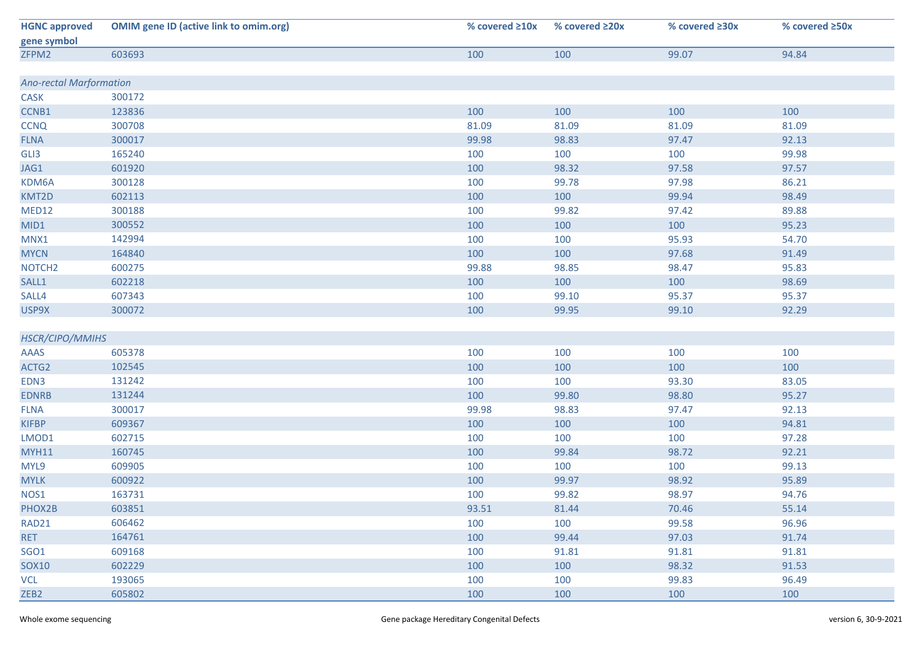| HGNC approved gene symbol | OMIM gene ID (active link to omim.org) | % covered ≥10x | % covered ≥20x | % covered ≥30x | % covered ≥50x |
|---|---|---|---|---|---|
| ZFPM2 | 603693 | 100 | 100 | 99.07 | 94.84 |
| | | | | | |
| *Ano-rectal Marformation* | | | | | |
| CASK | 300172 | | | | |
| CCNB1 | 123836 | 100 | 100 | 100 | 100 |
| CCNQ | 300708 | 81.09 | 81.09 | 81.09 | 81.09 |
| FLNA | 300017 | 99.98 | 98.83 | 97.47 | 92.13 |
| GLI3 | 165240 | 100 | 100 | 100 | 99.98 |
| JAG1 | 601920 | 100 | 98.32 | 97.58 | 97.57 |
| KDM6A | 300128 | 100 | 99.78 | 97.98 | 86.21 |
| KMT2D | 602113 | 100 | 100 | 99.94 | 98.49 |
| MED12 | 300188 | 100 | 99.82 | 97.42 | 89.88 |
| MID1 | 300552 | 100 | 100 | 100 | 95.23 |
| MNX1 | 142994 | 100 | 100 | 95.93 | 54.70 |
| MYCN | 164840 | 100 | 100 | 97.68 | 91.49 |
| NOTCH2 | 600275 | 99.88 | 98.85 | 98.47 | 95.83 |
| SALL1 | 602218 | 100 | 100 | 100 | 98.69 |
| SALL4 | 607343 | 100 | 99.10 | 95.37 | 95.37 |
| USP9X | 300072 | 100 | 99.95 | 99.10 | 92.29 |
| | | | | | |
| *HSCR/CIPO/MMIHS* | | | | | |
| AAAS | 605378 | 100 | 100 | 100 | 100 |
| ACTG2 | 102545 | 100 | 100 | 100 | 100 |
| EDN3 | 131242 | 100 | 100 | 93.30 | 83.05 |
| EDNRB | 131244 | 100 | 99.80 | 98.80 | 95.27 |
| FLNA | 300017 | 99.98 | 98.83 | 97.47 | 92.13 |
| KIFBP | 609367 | 100 | 100 | 100 | 94.81 |
| LMOD1 | 602715 | 100 | 100 | 100 | 97.28 |
| MYH11 | 160745 | 100 | 99.84 | 98.72 | 92.21 |
| MYL9 | 609905 | 100 | 100 | 100 | 99.13 |
| MYLK | 600922 | 100 | 99.97 | 98.92 | 95.89 |
| NOS1 | 163731 | 100 | 99.82 | 98.97 | 94.76 |
| PHOX2B | 603851 | 93.51 | 81.44 | 70.46 | 55.14 |
| RAD21 | 606462 | 100 | 100 | 99.58 | 96.96 |
| RET | 164761 | 100 | 99.44 | 97.03 | 91.74 |
| SGO1 | 609168 | 100 | 91.81 | 91.81 | 91.81 |
| SOX10 | 602229 | 100 | 100 | 98.32 | 91.53 |
| VCL | 193065 | 100 | 100 | 99.83 | 96.49 |
| ZEB2 | 605802 | 100 | 100 | 100 | 100 |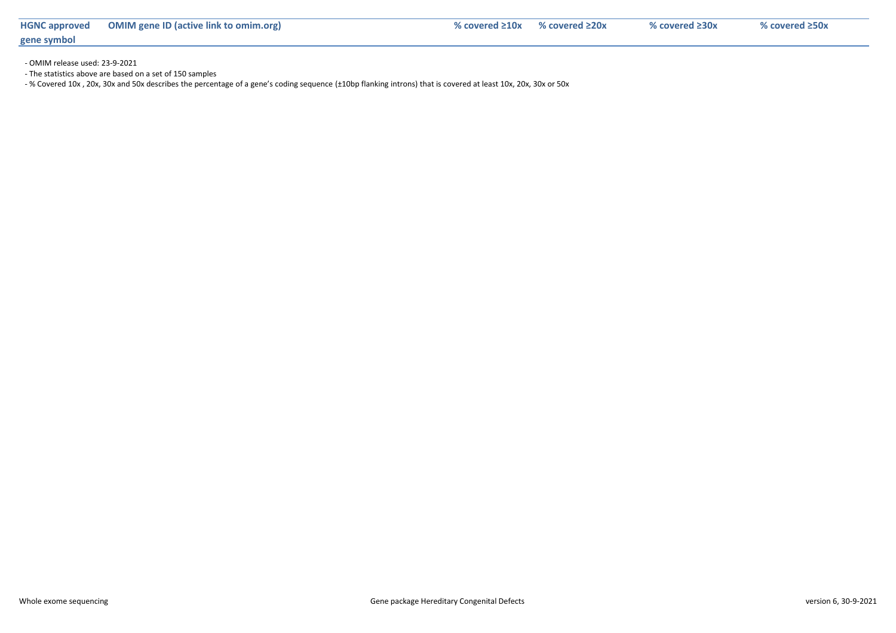| HGNC approved gene symbol | OMIM gene ID (active link to omim.org) | % covered ≥10x | % covered ≥20x | % covered ≥30x | % covered ≥50x |
|---|---|---|---|---|---|

- OMIM release used: 23-9-2021
- The statistics above are based on a set of 150 samples
- % Covered 10x , 20x, 30x and 50x describes the percentage of a gene's coding sequence (±10bp flanking introns) that is covered at least 10x, 20x, 30x or 50x